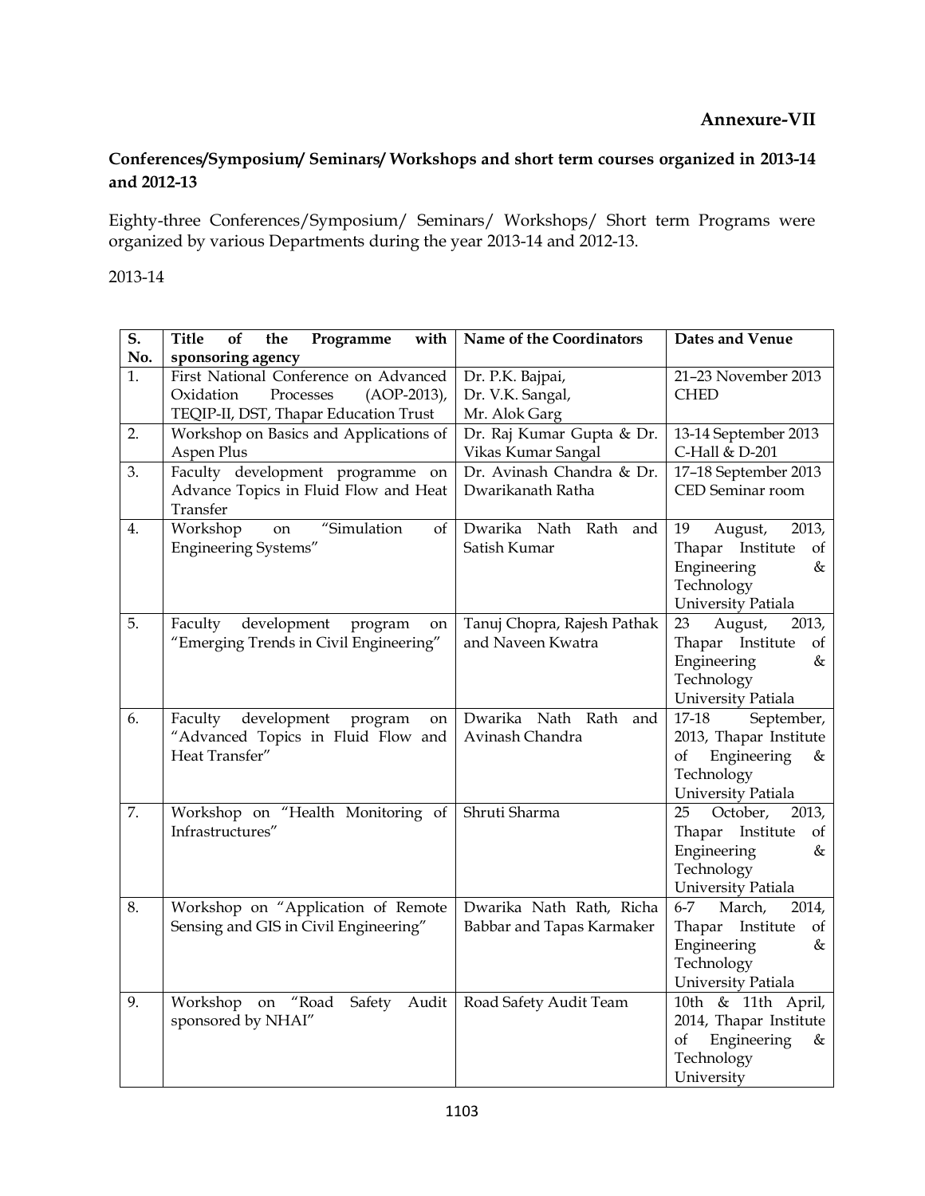## Annexure-VII

**Conferences/Symposium/ Seminars/ Workshops and short term courses organized in 2013-14 and 2012-13**

Eighty-three Conferences/Symposium/ Seminars/ Workshops/ Short term Programs were organized by various Departments during the year 2013-14 and 2012-13.

2013-14

| S. No. | Title of the Programme with sponsoring agency | Name of the Coordinators | Dates and Venue |
|---|---|---|---|
| 1. | First National Conference on Advanced Oxidation Processes (AOP-2013), TEQIP-II, DST, Thapar Education Trust | Dr. P.K. Bajpai, Dr. V.K. Sangal, Mr. Alok Garg | 21–23 November 2013 CHED |
| 2. | Workshop on Basics and Applications of Aspen Plus | Dr. Raj Kumar Gupta & Dr. Vikas Kumar Sangal | 13-14 September 2013 C-Hall & D-201 |
| 3. | Faculty development programme on Advance Topics in Fluid Flow and Heat Transfer | Dr. Avinash Chandra & Dr. Dwarikanath Ratha | 17–18 September 2013 CED Seminar room |
| 4. | Workshop on "Simulation of Engineering Systems" | Dwarika Nath Rath and Satish Kumar | 19 August, 2013, Thapar Institute of Engineering & Technology University Patiala |
| 5. | Faculty development program on "Emerging Trends in Civil Engineering" | Tanuj Chopra, Rajesh Pathak and Naveen Kwatra | 23 August, 2013, Thapar Institute of Engineering & Technology University Patiala |
| 6. | Faculty development program on "Advanced Topics in Fluid Flow and Heat Transfer" | Dwarika Nath Rath and Avinash Chandra | 17-18 September, 2013, Thapar Institute of Engineering & Technology University Patiala |
| 7. | Workshop on "Health Monitoring of Infrastructures" | Shruti Sharma | 25 October, 2013, Thapar Institute of Engineering & Technology University Patiala |
| 8. | Workshop on "Application of Remote Sensing and GIS in Civil Engineering" | Dwarika Nath Rath, Richa Babbar and Tapas Karmaker | 6-7 March, 2014, Thapar Institute of Engineering & Technology University Patiala |
| 9. | Workshop on "Road Safety Audit sponsored by NHAI" | Road Safety Audit Team | 10th & 11th April, 2014, Thapar Institute of Engineering & Technology University |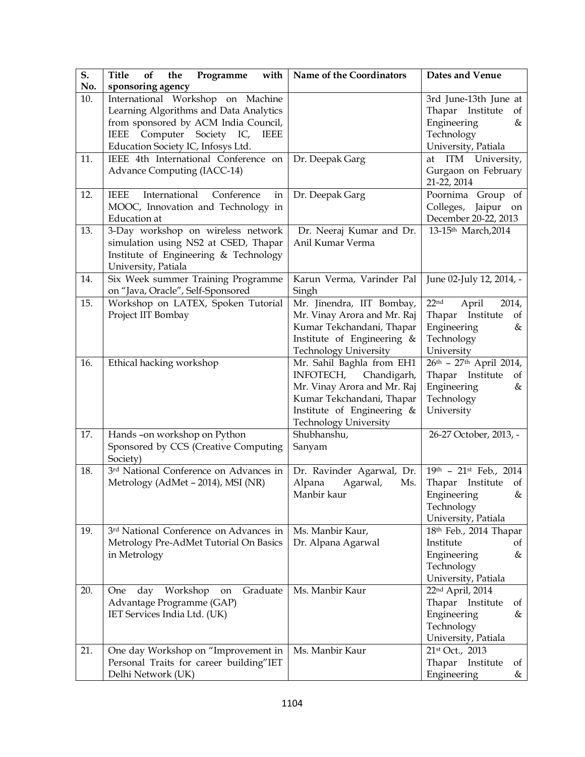| S. No. | Title of the Programme with sponsoring agency | Name of the Coordinators | Dates and Venue |
|---|---|---|---|
| 10. | International Workshop on Machine Learning Algorithms and Data Analytics from sponsored by ACM India Council, IEEE Computer Society IC, IEEE Education Society IC, Infosys Ltd. | | 3rd June-13th June at Thapar Institute of Engineering & Technology University, Patiala |
| 11. | IEEE 4th International Conference on Advance Computing (IACC-14) | Dr. Deepak Garg | at ITM University, Gurgaon on February 21-22, 2014 |
| 12. | IEEE International Conference in MOOC, Innovation and Technology in Education at | Dr. Deepak Garg | Poornima Group of Colleges, Jaipur on December 20-22, 2013 |
| 13. | 3-Day workshop on wireless network simulation using NS2 at CSED, Thapar Institute of Engineering & Technology University, Patiala | Dr. Neeraj Kumar and Dr. Anil Kumar Verma | 13-15th March,2014 |
| 14. | Six Week summer Training Programme on "Java, Oracle", Self-Sponsored | Karun Verma, Varinder Pal Singh | June 02-July 12, 2014, - |
| 15. | Workshop on LATEX, Spoken Tutorial Project IIT Bombay | Mr. Jinendra, IIT Bombay, Mr. Vinay Arora and Mr. Raj Kumar Tekchandani, Thapar Institute of Engineering & Technology University | 22nd April 2014, Thapar Institute of Engineering & Technology University |
| 16. | Ethical hacking workshop | Mr. Sahil Baghla from EH1 INFOTECH, Chandigarh, Mr. Vinay Arora and Mr. Raj Kumar Tekchandani, Thapar Institute of Engineering & Technology University | 26th – 27th April 2014, Thapar Institute of Engineering & Technology University |
| 17. | Hands –on workshop on Python Sponsored by CCS (Creative Computing Society) | Shubhanshu, Sanyam | 26-27 October, 2013, - |
| 18. | 3rd National Conference on Advances in Metrology (AdMet – 2014), MSI (NR) | Dr. Ravinder Agarwal, Dr. Alpana Agarwal, Ms. Manbir kaur | 19th – 21st Feb., 2014 Thapar Institute of Engineering & Technology University, Patiala |
| 19. | 3rd National Conference on Advances in Metrology Pre-AdMet Tutorial On Basics in Metrology | Ms. Manbir Kaur, Dr. Alpana Agarwal | 18th Feb., 2014 Thapar Institute of Engineering & Technology University, Patiala |
| 20. | One day Workshop on Graduate Advantage Programme (GAP) IET Services India Ltd. (UK) | Ms. Manbir Kaur | 22nd April, 2014 Thapar Institute of Engineering & Technology University, Patiala |
| 21. | One day Workshop on "Improvement in Personal Traits for career building"IET Delhi Network (UK) | Ms. Manbir Kaur | 21st Oct., 2013 Thapar Institute of Engineering & |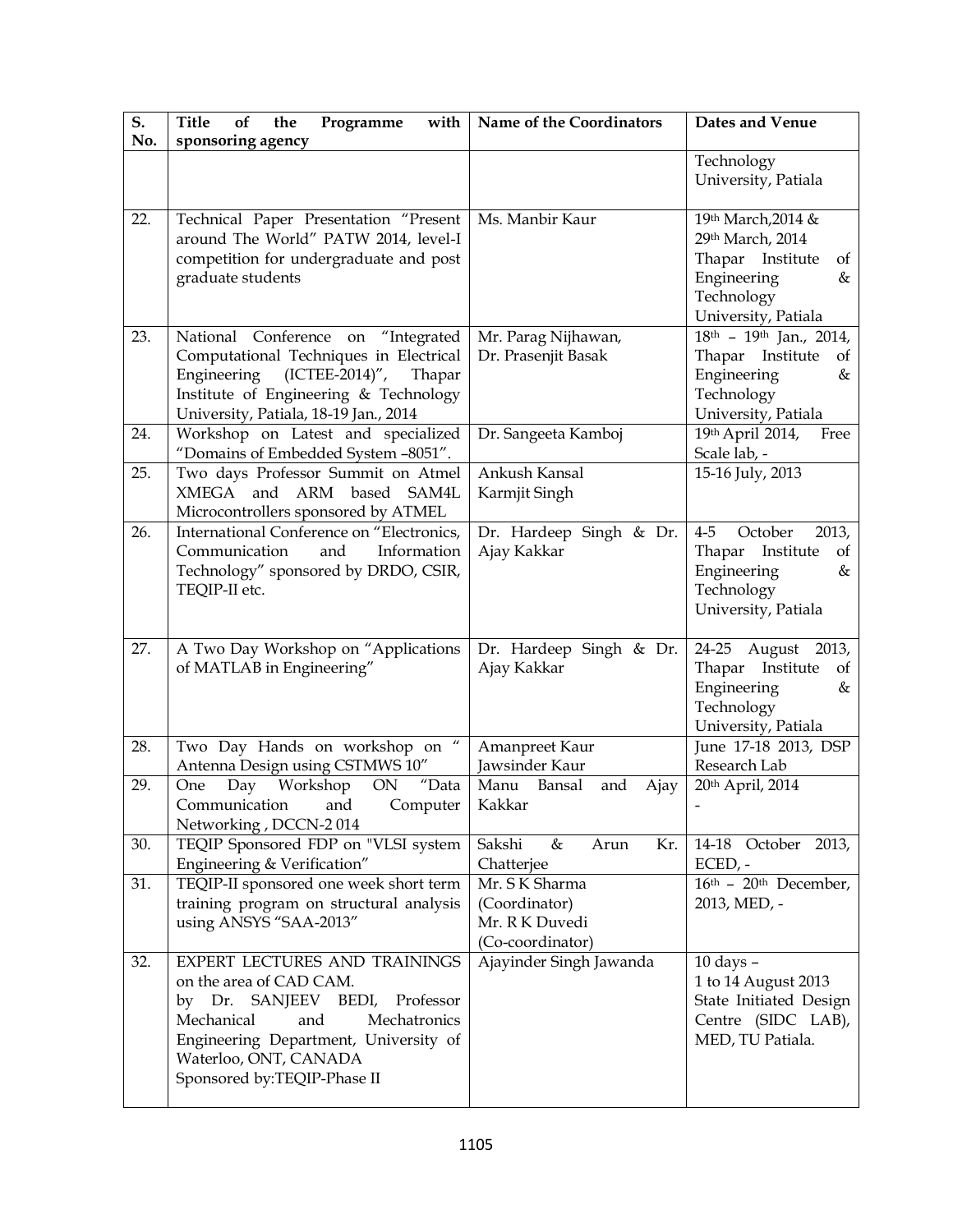| S. No. | Title of the Programme with sponsoring agency | Name of the Coordinators | Dates and Venue |
|---|---|---|---|
| | | | Technology University, Patiala |
| 22. | Technical Paper Presentation "Present around The World" PATW 2014, level-I competition for undergraduate and post graduate students | Ms. Manbir Kaur | 19th March,2014 & 29th March, 2014 Thapar Institute of Engineering & Technology University, Patiala |
| 23. | National Conference on "Integrated Computational Techniques in Electrical Engineering (ICTEE-2014)", Thapar Institute of Engineering & Technology University, Patiala, 18-19 Jan., 2014 | Mr. Parag Nijhawan, Dr. Prasenjit Basak | 18th – 19th Jan., 2014, Thapar Institute of Engineering & Technology University, Patiala |
| 24. | Workshop on Latest and specialized "Domains of Embedded System –8051". | Dr. Sangeeta Kamboj | 19th April 2014, Free Scale lab, - |
| 25. | Two days Professor Summit on Atmel XMEGA and ARM based SAM4L Microcontrollers sponsored by ATMEL | Ankush Kansal Karmjit Singh | 15-16 July, 2013 |
| 26. | International Conference on "Electronics, Communication and Information Technology" sponsored by DRDO, CSIR, TEQIP-II etc. | Dr. Hardeep Singh & Dr. Ajay Kakkar | 4-5 October 2013, Thapar Institute of Engineering & Technology University, Patiala |
| 27. | A Two Day Workshop on "Applications of MATLAB in Engineering" | Dr. Hardeep Singh & Dr. Ajay Kakkar | 24-25 August 2013, Thapar Institute of Engineering & Technology University, Patiala |
| 28. | Two Day Hands on workshop on " Antenna Design using CSTMWS 10" | Amanpreet Kaur Jawsinder Kaur | June 17-18 2013, DSP Research Lab |
| 29. | One Day Workshop ON "Data Communication and Computer Networking , DCCN-2 014 | Manu Bansal and Ajay Kakkar | 20th April, 2014 - |
| 30. | TEQIP Sponsored FDP on "VLSI system Engineering & Verification" | Sakshi & Arun Kr. Chatterjee | 14-18 October 2013, ECED, - |
| 31. | TEQIP-II sponsored one week short term training program on structural analysis using ANSYS "SAA-2013" | Mr. S K Sharma (Coordinator) Mr. R K Duvedi (Co-coordinator) | 16th – 20th December, 2013, MED, - |
| 32. | EXPERT LECTURES AND TRAININGS on the area of CAD CAM. by Dr. SANJEEV BEDI, Professor Mechanical and Mechatronics Engineering Department, University of Waterloo, ONT, CANADA Sponsored by:TEQIP-Phase II | Ajayinder Singh Jawanda | 10 days – 1 to 14 August 2013 State Initiated Design Centre (SIDC LAB), MED, TU Patiala. |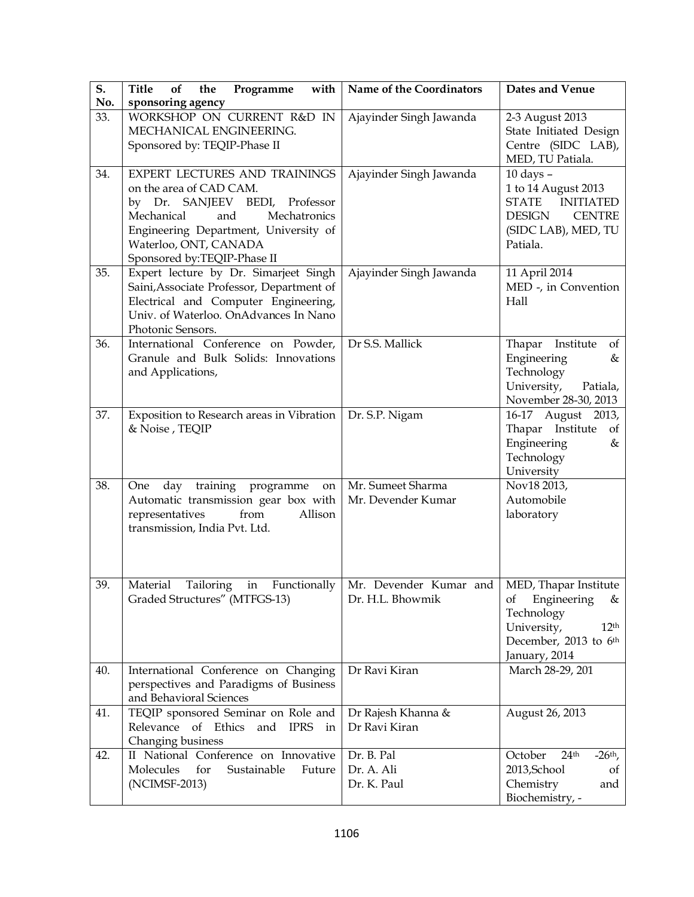| S. No. | Title of the Programme with sponsoring agency | Name of the Coordinators | Dates and Venue |
| --- | --- | --- | --- |
| 33. | WORKSHOP ON CURRENT R&D IN MECHANICAL ENGINEERING.<br>Sponsored by: TEQIP-Phase II | Ajayinder Singh Jawanda | 2-3 August 2013<br>State Initiated Design Centre (SIDC LAB), MED, TU Patiala. |
| 34. | EXPERT LECTURES AND TRAININGS on the area of CAD CAM.<br>by Dr. SANJEEV BEDI, Professor Mechanical and Mechatronics Engineering Department, University of Waterloo, ONT, CANADA<br>Sponsored by:TEQIP-Phase II | Ajayinder Singh Jawanda | 10 days –<br>1 to 14 August 2013<br>STATE INITIATED DESIGN CENTRE (SIDC LAB), MED, TU Patiala. |
| 35. | Expert lecture by Dr. Simarjeet Singh Saini,Associate Professor, Department of Electrical and Computer Engineering, Univ. of Waterloo. OnAdvances In Nano Photonic Sensors. | Ajayinder Singh Jawanda | 11 April 2014<br>MED -, in Convention Hall |
| 36. | International Conference on Powder, Granule and Bulk Solids: Innovations and Applications, | Dr S.S. Mallick | Thapar Institute of Engineering & Technology University, Patiala, November 28-30, 2013 |
| 37. | Exposition to Research areas in Vibration & Noise , TEQIP | Dr. S.P. Nigam | 16-17 August 2013, Thapar Institute of Engineering & Technology University |
| 38. | One day training programme on Automatic transmission gear box with representatives from Allison transmission, India Pvt. Ltd. | Mr. Sumeet Sharma<br>Mr. Devender Kumar | Nov18 2013,<br>Automobile laboratory |
| 39. | Material Tailoring in Functionally Graded Structures" (MTFGS-13) | Mr. Devender Kumar and Dr. H.L. Bhowmik | MED, Thapar Institute of Engineering & Technology University, 12th December, 2013 to 6th January, 2014 |
| 40. | International Conference on Changing perspectives and Paradigms of Business and Behavioral Sciences | Dr Ravi Kiran | March 28-29, 201 |
| 41. | TEQIP sponsored Seminar on Role and Relevance of Ethics and IPRS in Changing business | Dr Rajesh Khanna &<br>Dr Ravi Kiran | August 26, 2013 |
| 42. | II National Conference on Innovative Molecules for Sustainable Future (NCIMSF-2013) | Dr. B. Pal<br>Dr. A. Ali<br>Dr. K. Paul | October 24th -26th, 2013,School of Chemistry and Biochemistry, - |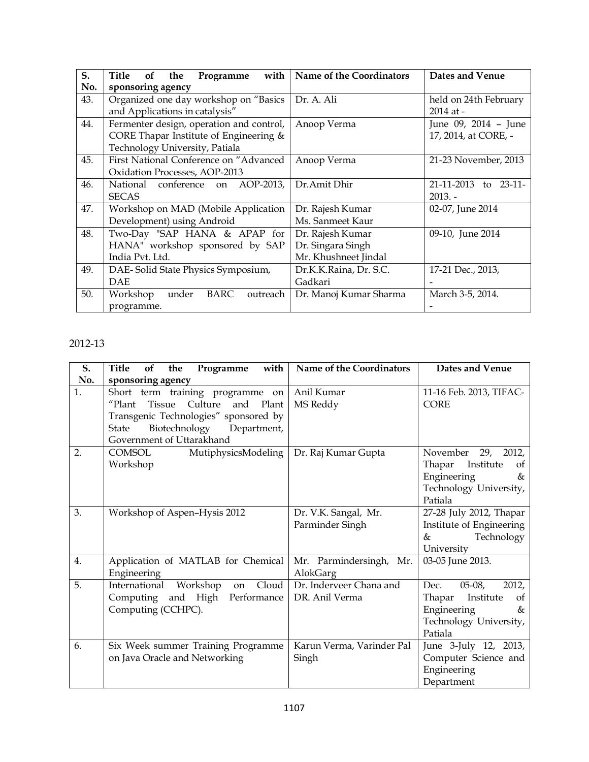| S. No. | Title of the Programme with sponsoring agency | Name of the Coordinators | Dates and Venue |
|---|---|---|---|
| 43. | Organized one day workshop on "Basics and Applications in catalysis" | Dr. A. Ali | held on 24th February 2014 at - |
| 44. | Fermenter design, operation and control, CORE Thapar Institute of Engineering & Technology University, Patiala | Anoop Verma | June 09, 2014 – June 17, 2014, at CORE, - |
| 45. | First National Conference on "Advanced Oxidation Processes, AOP-2013 | Anoop Verma | 21-23 November, 2013 |
| 46. | National conference on AOP-2013, SECAS | Dr.Amit Dhir | 21-11-2013 to 23-11-2013. - |
| 47. | Workshop on MAD (Mobile Application Development) using Android | Dr. Rajesh Kumar<br>Ms. Sanmeet Kaur | 02-07, June 2014 |
| 48. | Two-Day "SAP HANA & APAP for HANA" workshop sponsored by SAP India Pvt. Ltd. | Dr. Rajesh Kumar<br>Dr. Singara Singh<br>Mr. Khushneet Jindal | 09-10, June 2014 |
| 49. | DAE- Solid State Physics Symposium, DAE | Dr.K.K.Raina, Dr. S.C. Gadkari | 17-21 Dec., 2013,<br>- |
| 50. | Workshop under BARC outreach programme. | Dr. Manoj Kumar Sharma | March 3-5, 2014.<br>- |

2012-13

| S. No. | Title of the Programme with sponsoring agency | Name of the Coordinators | Dates and Venue |
|---|---|---|---|
| 1. | Short term training programme on "Plant Tissue Culture and Plant Transgenic Technologies" sponsored by State Biotechnology Department, Government of Uttarakhand | Anil Kumar<br>MS Reddy | 11-16 Feb. 2013, TIFAC-CORE |
| 2. | COMSOL MutiphysicsModeling Workshop | Dr. Raj Kumar Gupta | November 29, 2012, Thapar Institute of Engineering & Technology University, Patiala |
| 3. | Workshop of Aspen–Hysis 2012 | Dr. V.K. Sangal, Mr. Parminder Singh | 27-28 July 2012, Thapar Institute of Engineering & Technology University |
| 4. | Application of MATLAB for Chemical Engineering | Mr. Parmindersingh, Mr. AlokGarg | 03-05 June 2013. |
| 5. | International Workshop on Cloud Computing and High Performance Computing (CCHPC). | Dr. Inderveer Chana and DR. Anil Verma | Dec. 05-08, 2012, Thapar Institute of Engineering & Technology University, Patiala |
| 6. | Six Week summer Training Programme on Java Oracle and Networking | Karun Verma, Varinder Pal Singh | June 3-July 12, 2013, Computer Science and Engineering Department |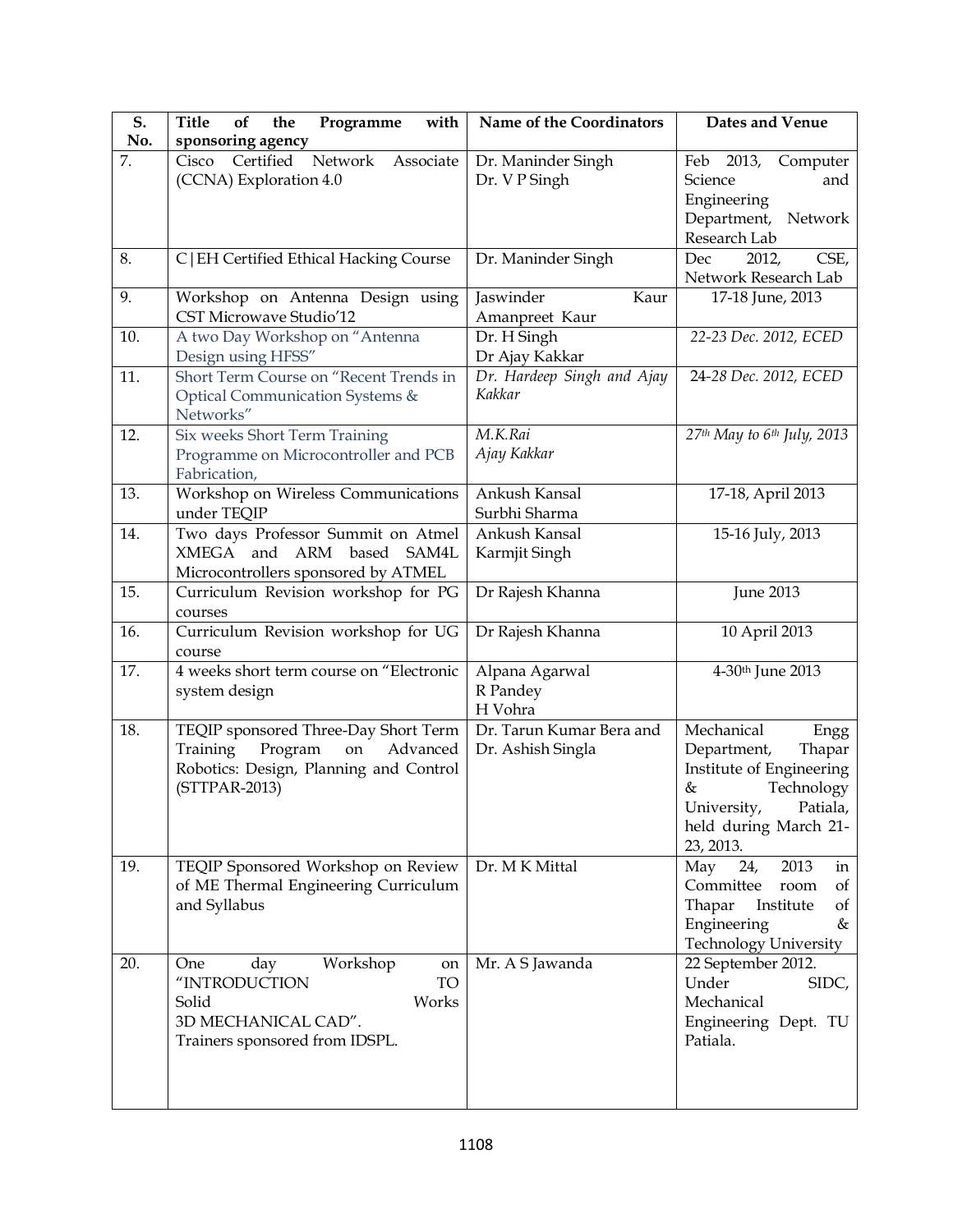| S. No. | Title of the Programme with sponsoring agency | Name of the Coordinators | Dates and Venue |
|---|---|---|---|
| 7. | Cisco Certified Network Associate (CCNA) Exploration 4.0 | Dr. Maninder Singh<br>Dr. V P Singh | Feb 2013, Computer Science and Engineering Department, Network Research Lab |
| 8. | C\|EH Certified Ethical Hacking Course | Dr. Maninder Singh | Dec 2012, CSE, Network Research Lab |
| 9. | Workshop on Antenna Design using CST Microwave Studio'12 | Jaswinder Kaur<br>Amanpreet Kaur | 17-18 June, 2013 |
| 10. | A two Day Workshop on "Antenna Design using HFSS" | Dr. H Singh<br>Dr Ajay Kakkar | *22-23 Dec. 2012, ECED* |
| 11. | Short Term Course on "Recent Trends in Optical Communication Systems & Networks" | *Dr. Hardeep Singh and Ajay Kakkar* | *24-28 Dec. 2012, ECED* |
| 12. | Six weeks Short Term Training Programme on Microcontroller and PCB Fabrication, | *M.K.Rai*<br>*Ajay Kakkar* | *27th May to 6th July, 2013* |
| 13. | Workshop on Wireless Communications under TEQIP | Ankush Kansal<br>Surbhi Sharma | 17-18, April 2013 |
| 14. | Two days Professor Summit on Atmel XMEGA and ARM based SAM4L Microcontrollers sponsored by ATMEL | Ankush Kansal<br>Karmjit Singh | 15-16 July, 2013 |
| 15. | Curriculum Revision workshop for PG courses | Dr Rajesh Khanna | June 2013 |
| 16. | Curriculum Revision workshop for UG course | Dr Rajesh Khanna | 10 April 2013 |
| 17. | 4 weeks short term course on "Electronic system design | Alpana Agarwal<br>R Pandey<br>H Vohra | 4-30th June 2013 |
| 18. | TEQIP sponsored Three-Day Short Term Training Program on Advanced Robotics: Design, Planning and Control (STTPAR-2013) | Dr. Tarun Kumar Bera and Dr. Ashish Singla | Mechanical Engg Department, Thapar Institute of Engineering & Technology University, Patiala, held during March 21-23, 2013. |
| 19. | TEQIP Sponsored Workshop on Review of ME Thermal Engineering Curriculum and Syllabus | Dr. M K Mittal | May 24, 2013 in Committee room of Thapar Institute of Engineering & Technology University |
| 20. | One day Workshop on "INTRODUCTION TO Solid Works 3D MECHANICAL CAD".<br>Trainers sponsored from IDSPL. | Mr. A S Jawanda | 22 September 2012. Under SIDC, Mechanical Engineering Dept. TU Patiala. |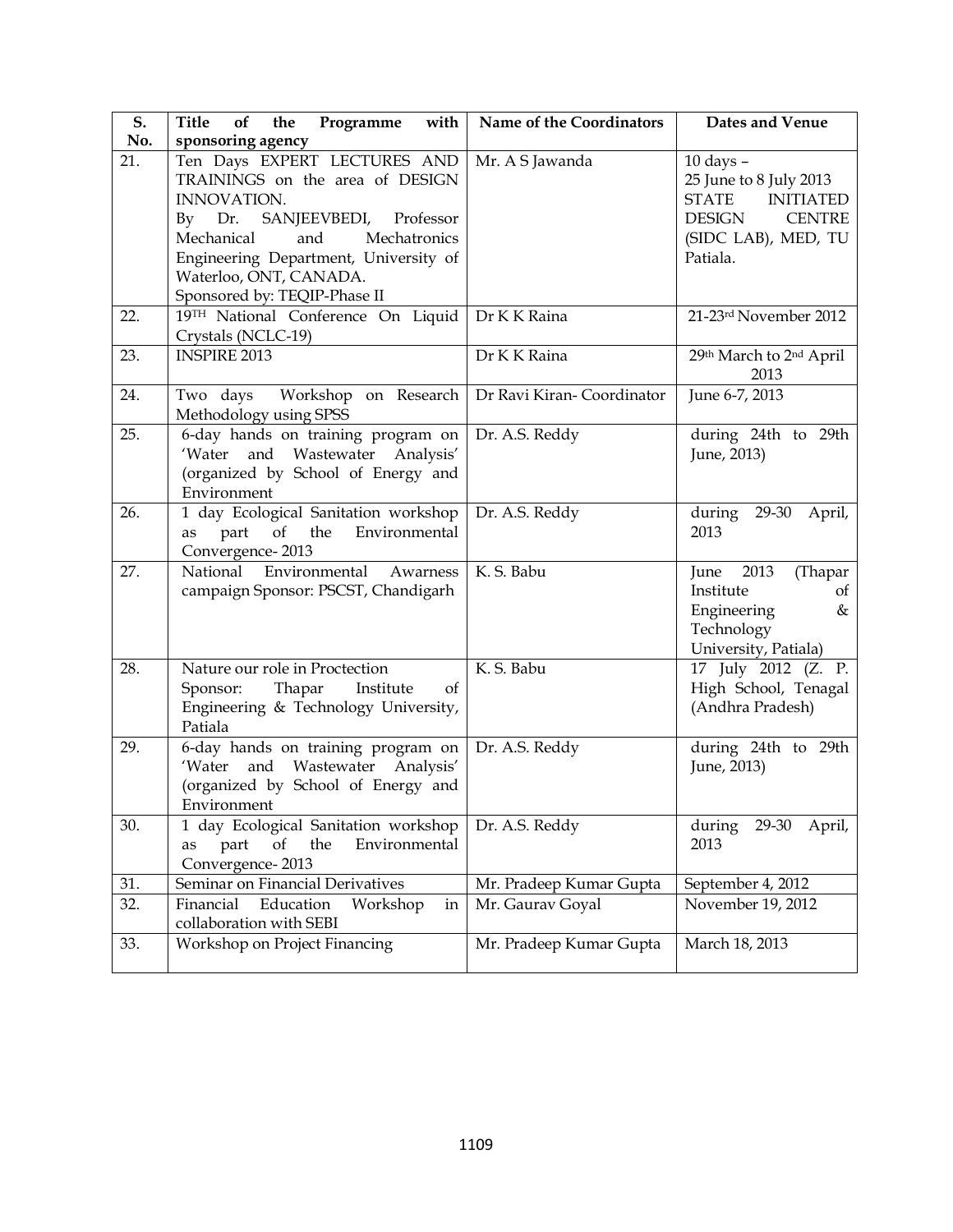| S. No. | Title of the Programme with sponsoring agency | Name of the Coordinators | Dates and Venue |
|---|---|---|---|
| 21. | Ten Days EXPERT LECTURES AND TRAININGS on the area of DESIGN INNOVATION. By Dr. SANJEEVBEDI, Professor Mechanical and Mechatronics Engineering Department, University of Waterloo, ONT, CANADA. Sponsored by: TEQIP-Phase II | Mr. A S Jawanda | 10 days – 25 June to 8 July 2013 STATE INITIATED DESIGN CENTRE (SIDC LAB), MED, TU Patiala. |
| 22. | 19TH National Conference On Liquid Crystals (NCLC-19) | Dr K K Raina | 21-23rd November 2012 |
| 23. | INSPIRE 2013 | Dr K K Raina | 29th March to 2nd April 2013 |
| 24. | Two days Workshop on Research Methodology using SPSS | Dr Ravi Kiran- Coordinator | June 6-7, 2013 |
| 25. | 6-day hands on training program on 'Water and Wastewater Analysis' (organized by School of Energy and Environment | Dr. A.S. Reddy | during 24th to 29th June, 2013) |
| 26. | 1 day Ecological Sanitation workshop as part of the Environmental Convergence- 2013 | Dr. A.S. Reddy | during 29-30 April, 2013 |
| 27. | National Environmental Awarness campaign Sponsor: PSCST, Chandigarh | K. S. Babu | June 2013 (Thapar Institute of Engineering & Technology University, Patiala) |
| 28. | Nature our role in Proctection Sponsor: Thapar Institute of Engineering & Technology University, Patiala | K. S. Babu | 17 July 2012 (Z. P. High School, Tenagal (Andhra Pradesh) |
| 29. | 6-day hands on training program on 'Water and Wastewater Analysis' (organized by School of Energy and Environment | Dr. A.S. Reddy | during 24th to 29th June, 2013) |
| 30. | 1 day Ecological Sanitation workshop as part of the Environmental Convergence- 2013 | Dr. A.S. Reddy | during 29-30 April, 2013 |
| 31. | Seminar on Financial Derivatives | Mr. Pradeep Kumar Gupta | September 4, 2012 |
| 32. | Financial Education Workshop in collaboration with SEBI | Mr. Gaurav Goyal | November 19, 2012 |
| 33. | Workshop on Project Financing | Mr. Pradeep Kumar Gupta | March 18, 2013 |